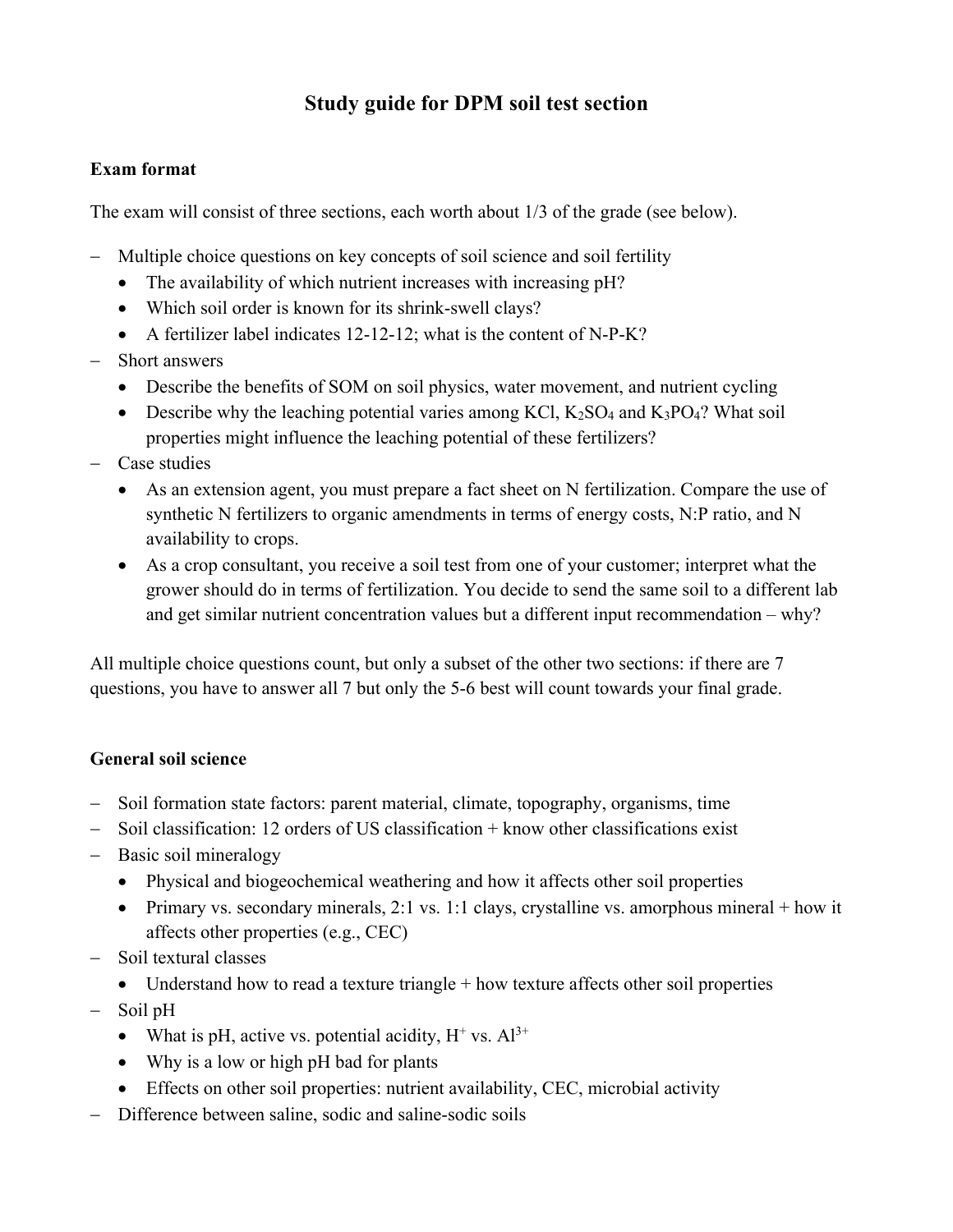# Study guide for DPM soil test section

**Exam format**

The exam will consist of three sections, each worth about 1/3 of the grade (see below).

- Multiple choice questions on key concepts of soil science and soil fertility
  - The availability of which nutrient increases with increasing pH?
  - Which soil order is known for its shrink-swell clays?
  - A fertilizer label indicates 12-12-12; what is the content of N-P-K?
- Short answers
  - Describe the benefits of SOM on soil physics, water movement, and nutrient cycling
  - Describe why the leaching potential varies among KCl, $K_2SO_4$ and $K_3PO_4$? What soil properties might influence the leaching potential of these fertilizers?
- Case studies
  - As an extension agent, you must prepare a fact sheet on N fertilization. Compare the use of synthetic N fertilizers to organic amendments in terms of energy costs, N:P ratio, and N availability to crops.
  - As a crop consultant, you receive a soil test from one of your customer; interpret what the grower should do in terms of fertilization. You decide to send the same soil to a different lab and get similar nutrient concentration values but a different input recommendation – why?

All multiple choice questions count, but only a subset of the other two sections: if there are 7 questions, you have to answer all 7 but only the 5-6 best will count towards your final grade.

**General soil science**

- Soil formation state factors: parent material, climate, topography, organisms, time
- Soil classification: 12 orders of US classification + know other classifications exist
- Basic soil mineralogy
  - Physical and biogeochemical weathering and how it affects other soil properties
  - Primary vs. secondary minerals, 2:1 vs. 1:1 clays, crystalline vs. amorphous mineral + how it affects other properties (e.g., CEC)
- Soil textural classes
  - Understand how to read a texture triangle + how texture affects other soil properties
- Soil pH
  - What is pH, active vs. potential acidity, $H^+$ vs. $Al^{3+}$
  - Why is a low or high pH bad for plants
  - Effects on other soil properties: nutrient availability, CEC, microbial activity
- Difference between saline, sodic and saline-sodic soils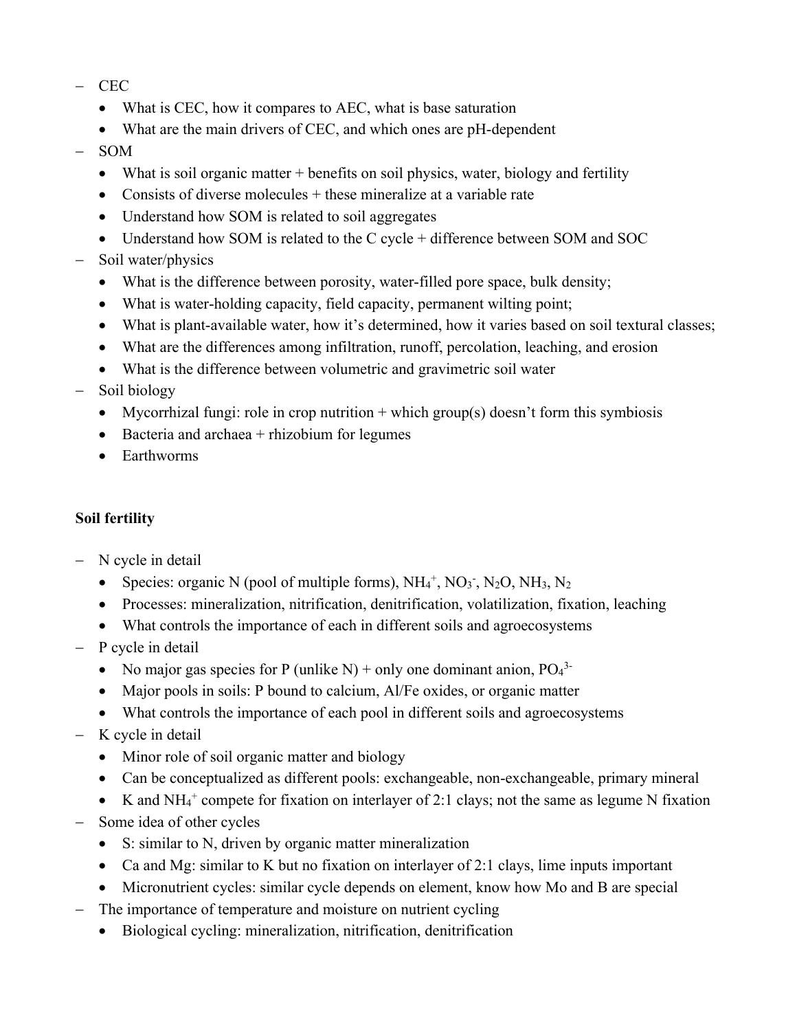- CEC
    - What is CEC, how it compares to AEC, what is base saturation
    - What are the main drivers of CEC, and which ones are pH-dependent
- SOM
    - What is soil organic matter + benefits on soil physics, water, biology and fertility
    - Consists of diverse molecules + these mineralize at a variable rate
    - Understand how SOM is related to soil aggregates
    - Understand how SOM is related to the C cycle + difference between SOM and SOC
- Soil water/physics
    - What is the difference between porosity, water-filled pore space, bulk density;
    - What is water-holding capacity, field capacity, permanent wilting point;
    - What is plant-available water, how it's determined, how it varies based on soil textural classes;
    - What are the differences among infiltration, runoff, percolation, leaching, and erosion
    - What is the difference between volumetric and gravimetric soil water
- Soil biology
    - Mycorrhizal fungi: role in crop nutrition + which group(s) doesn't form this symbiosis
    - Bacteria and archaea + rhizobium for legumes
    - Earthworms

**Soil fertility**

- N cycle in detail
    - Species: organic N (pool of multiple forms), $NH_4^+$, $NO_3^-$, $N_2O$, $NH_3$, $N_2$
    - Processes: mineralization, nitrification, denitrification, volatilization, fixation, leaching
    - What controls the importance of each in different soils and agroecosystems
- P cycle in detail
    - No major gas species for P (unlike N) + only one dominant anion, $PO_4^{3-}$
    - Major pools in soils: P bound to calcium, Al/Fe oxides, or organic matter
    - What controls the importance of each pool in different soils and agroecosystems
- K cycle in detail
    - Minor role of soil organic matter and biology
    - Can be conceptualized as different pools: exchangeable, non-exchangeable, primary mineral
    - K and $NH_4^+$ compete for fixation on interlayer of 2:1 clays; not the same as legume N fixation
- Some idea of other cycles
    - S: similar to N, driven by organic matter mineralization
    - Ca and Mg: similar to K but no fixation on interlayer of 2:1 clays, lime inputs important
    - Micronutrient cycles: similar cycle depends on element, know how Mo and B are special
- The importance of temperature and moisture on nutrient cycling
    - Biological cycling: mineralization, nitrification, denitrification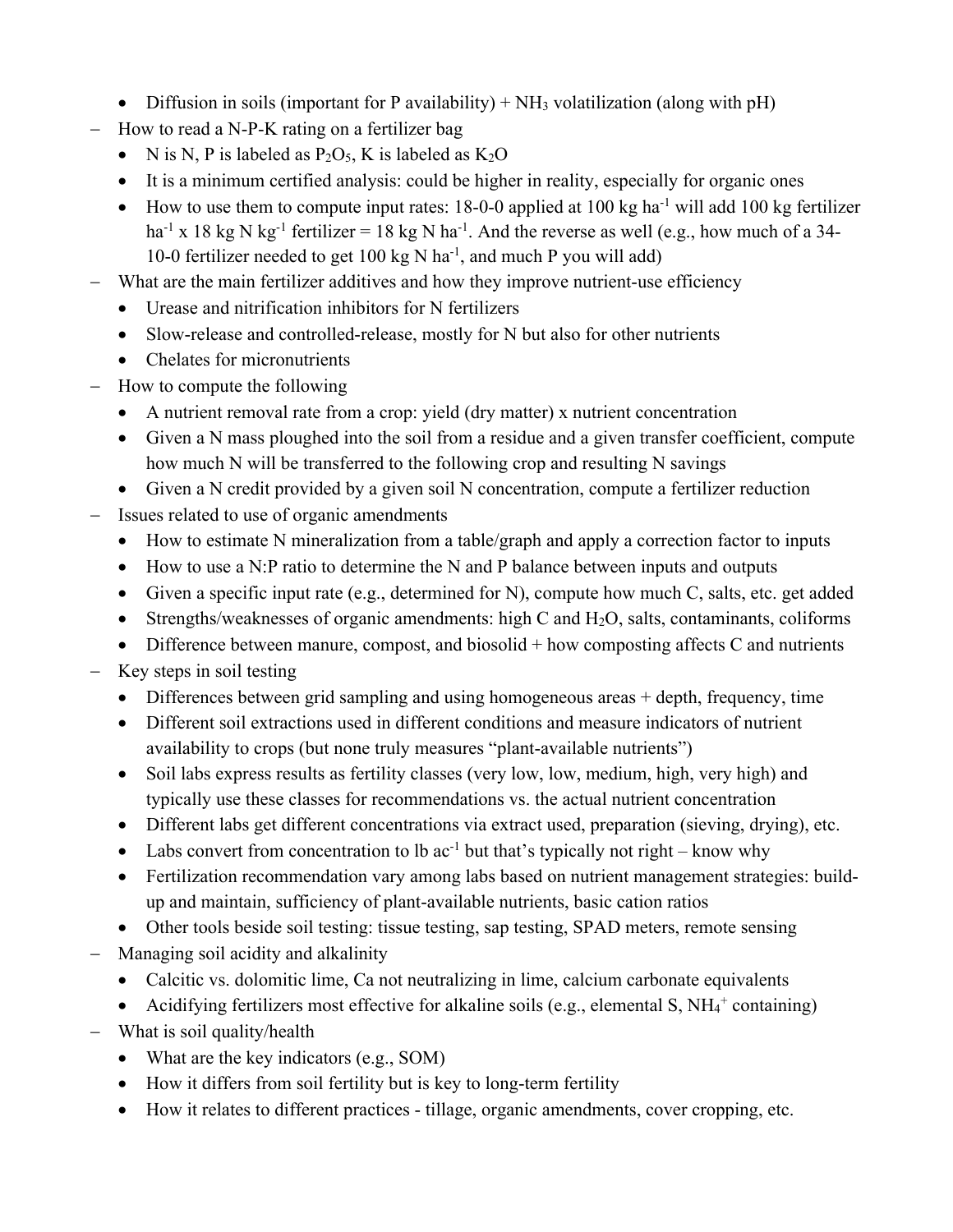- Diffusion in soils (important for P availability) + $NH_3$ volatilization (along with pH)
- How to read a N-P-K rating on a fertilizer bag
  - N is N, P is labeled as $P_2O_5$, K is labeled as $K_2O$
  - It is a minimum certified analysis: could be higher in reality, especially for organic ones
  - How to use them to compute input rates: 18-0-0 applied at 100 kg $ha^{-1}$ will add 100 kg fertilizer $ha^{-1}$ x 18 kg N $kg^{-1}$ fertilizer = 18 kg N $ha^{-1}$. And the reverse as well (e.g., how much of a 34-10-0 fertilizer needed to get 100 kg N $ha^{-1}$, and much P you will add)
- What are the main fertilizer additives and how they improve nutrient-use efficiency
  - Urease and nitrification inhibitors for N fertilizers
  - Slow-release and controlled-release, mostly for N but also for other nutrients
  - Chelates for micronutrients
- How to compute the following
  - A nutrient removal rate from a crop: yield (dry matter) x nutrient concentration
  - Given a N mass ploughed into the soil from a residue and a given transfer coefficient, compute how much N will be transferred to the following crop and resulting N savings
  - Given a N credit provided by a given soil N concentration, compute a fertilizer reduction
- Issues related to use of organic amendments
  - How to estimate N mineralization from a table/graph and apply a correction factor to inputs
  - How to use a N:P ratio to determine the N and P balance between inputs and outputs
  - Given a specific input rate (e.g., determined for N), compute how much C, salts, etc. get added
  - Strengths/weaknesses of organic amendments: high C and $H_2O$, salts, contaminants, coliforms
  - Difference between manure, compost, and biosolid + how composting affects C and nutrients
- Key steps in soil testing
  - Differences between grid sampling and using homogeneous areas + depth, frequency, time
  - Different soil extractions used in different conditions and measure indicators of nutrient availability to crops (but none truly measures "plant-available nutrients")
  - Soil labs express results as fertility classes (very low, low, medium, high, very high) and typically use these classes for recommendations vs. the actual nutrient concentration
  - Different labs get different concentrations via extract used, preparation (sieving, drying), etc.
  - Labs convert from concentration to lb $ac^{-1}$ but that's typically not right – know why
  - Fertilization recommendation vary among labs based on nutrient management strategies: build-up and maintain, sufficiency of plant-available nutrients, basic cation ratios
  - Other tools beside soil testing: tissue testing, sap testing, SPAD meters, remote sensing
- Managing soil acidity and alkalinity
  - Calcitic vs. dolomitic lime, Ca not neutralizing in lime, calcium carbonate equivalents
  - Acidifying fertilizers most effective for alkaline soils (e.g., elemental S, $NH_4^+$ containing)
- What is soil quality/health
  - What are the key indicators (e.g., SOM)
  - How it differs from soil fertility but is key to long-term fertility
  - How it relates to different practices - tillage, organic amendments, cover cropping, etc.